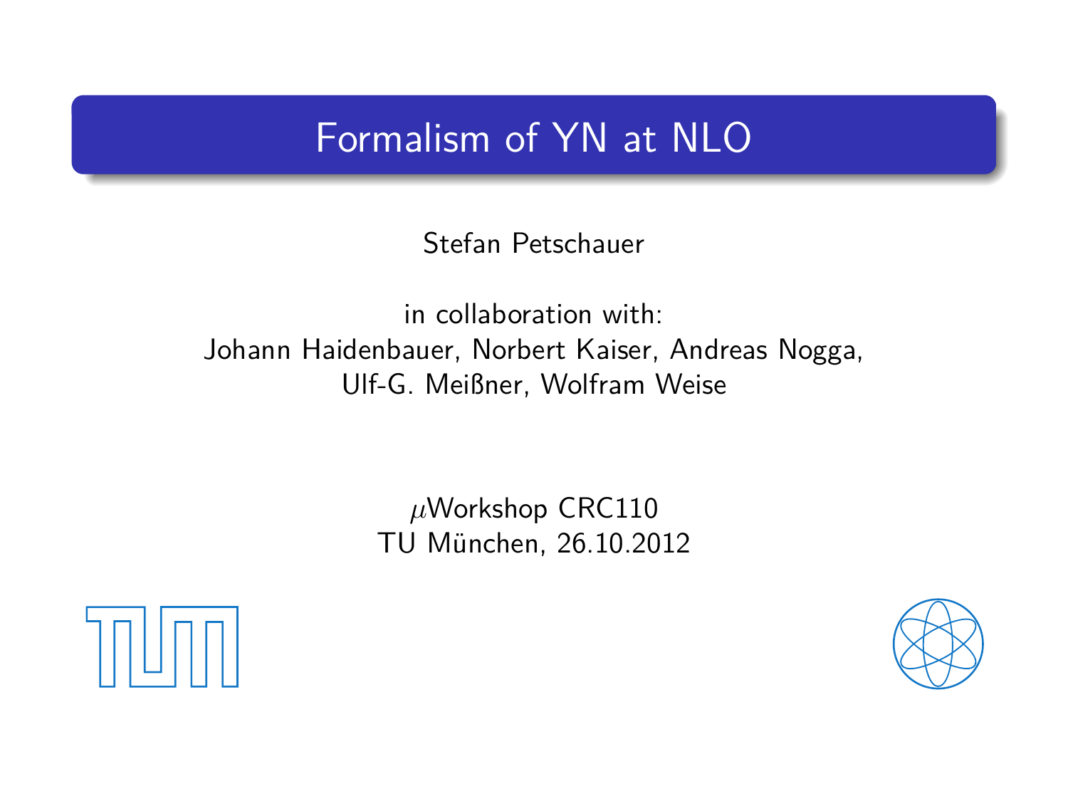# Formalism of YN at NLO

Stefan Petschauer

in collaboration with:
Johann Haidenbauer, Norbert Kaiser, Andreas Nogga,
Ulf-G. Meißner, Wolfram Weise

$\mu$Workshop CRC110
TU München, 26.10.2012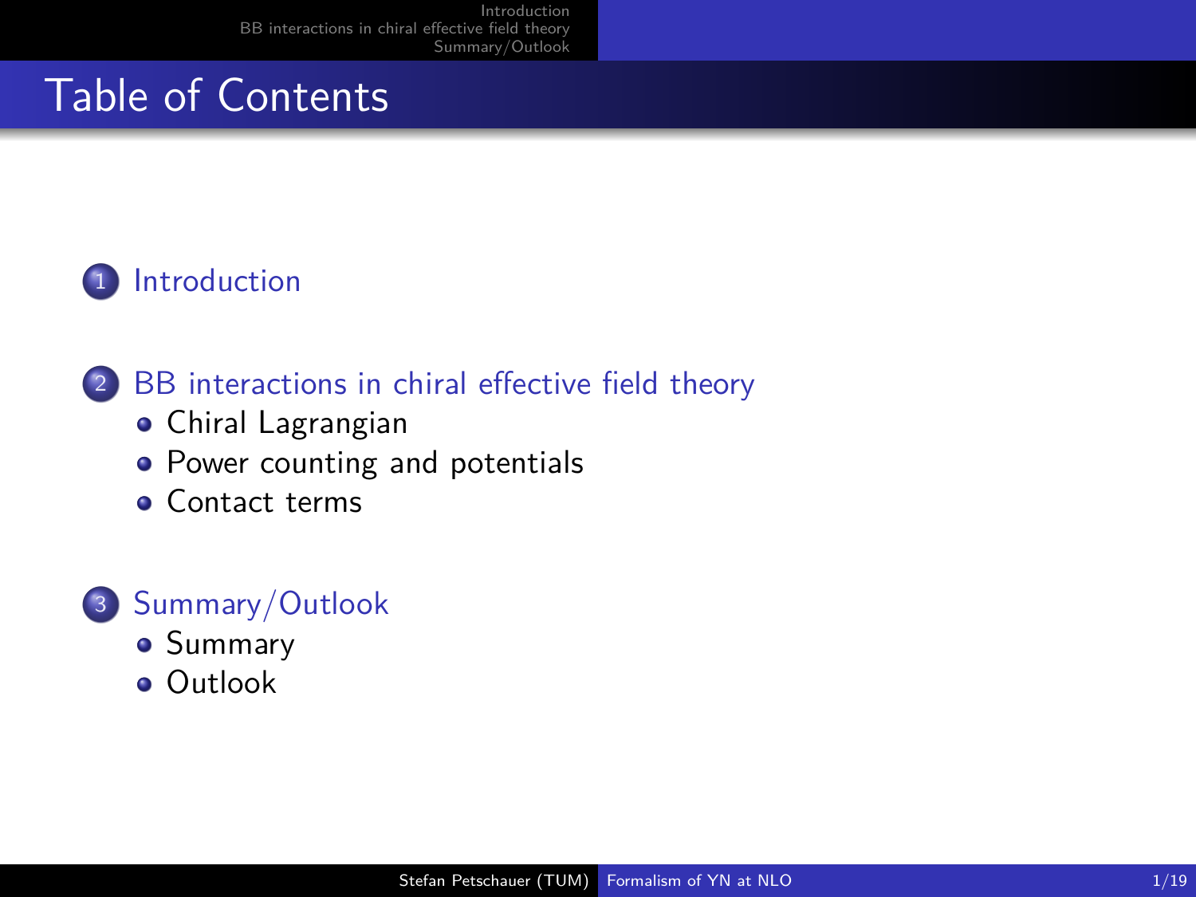# Table of Contents

1. Introduction

2. BB interactions in chiral effective field theory
   - Chiral Lagrangian
   - Power counting and potentials
   - Contact terms

3. Summary/Outlook
   - Summary
   - Outlook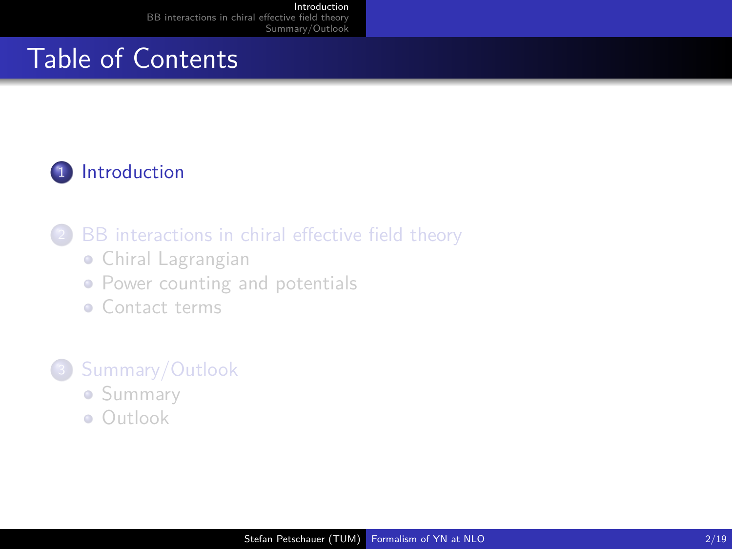# Table of Contents

1. Introduction

2. BB interactions in chiral effective field theory
   - Chiral Lagrangian
   - Power counting and potentials
   - Contact terms

3. Summary/Outlook
   - Summary
   - Outlook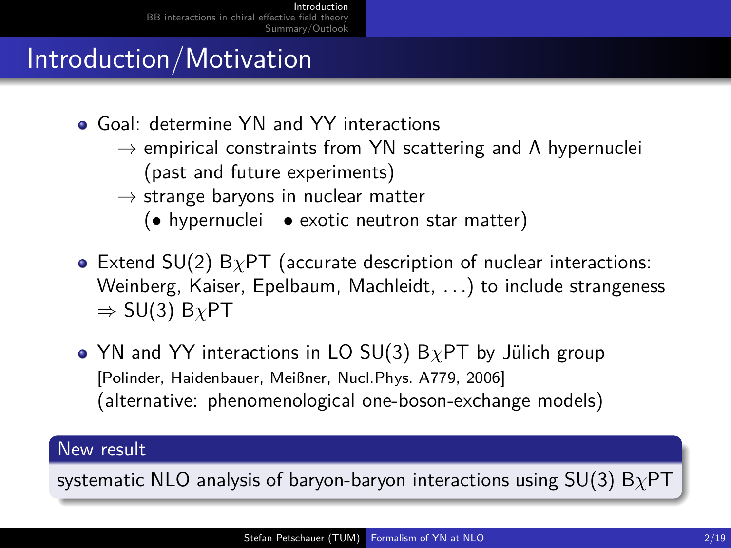# Introduction/Motivation

- Goal: determine YN and YY interactions
  - $\rightarrow$ empirical constraints from YN scattering and $\Lambda$ hypernuclei (past and future experiments)
  - $\rightarrow$ strange baryons in nuclear matter (• hypernuclei • exotic neutron star matter)
- Extend SU(2) B$\chi$PT (accurate description of nuclear interactions: Weinberg, Kaiser, Epelbaum, Machleidt, ...) to include strangeness $\Rightarrow$ SU(3) B$\chi$PT
- YN and YY interactions in LO SU(3) B$\chi$PT by Jülich group [Polinder, Haidenbauer, Meißner, Nucl.Phys. A779, 2006] (alternative: phenomenological one-boson-exchange models)

**New result**

systematic NLO analysis of baryon-baryon interactions using SU(3) B$\chi$PT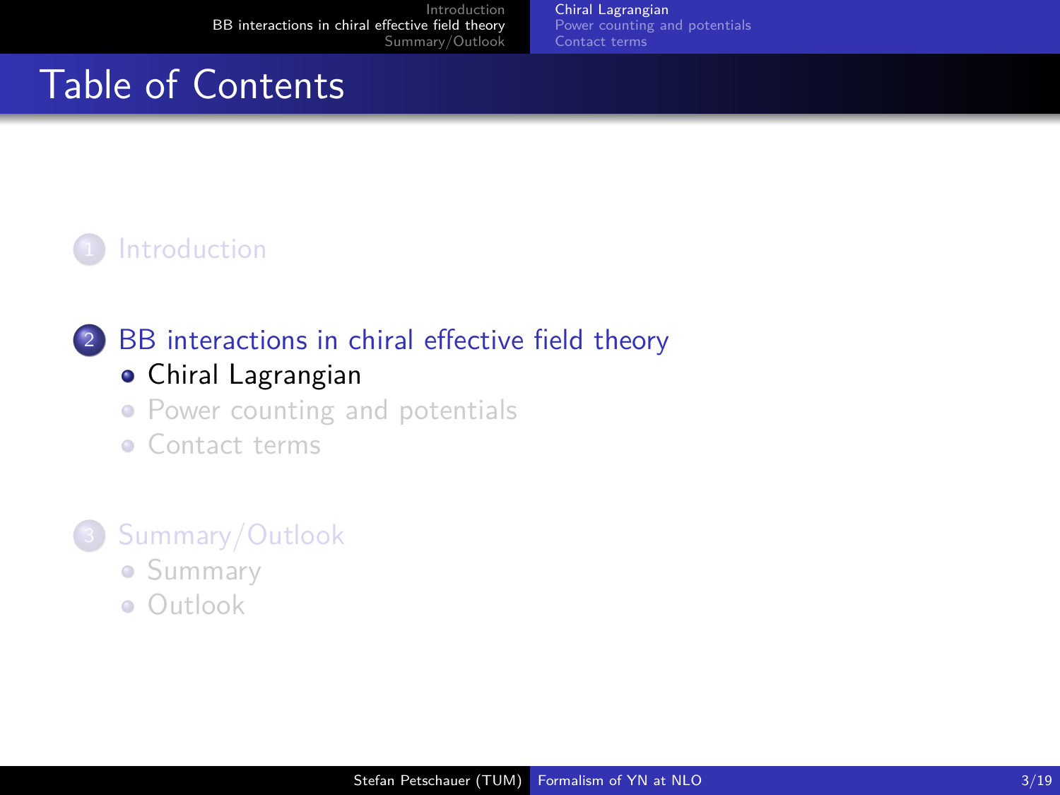# Table of Contents

1. Introduction

2. BB interactions in chiral effective field theory
   - Chiral Lagrangian
   - Power counting and potentials
   - Contact terms

3. Summary/Outlook
   - Summary
   - Outlook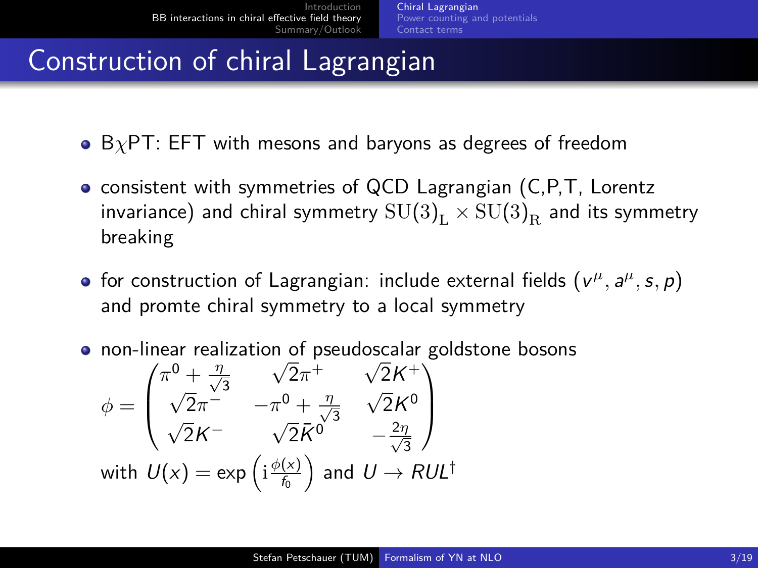# Construction of chiral Lagrangian

- B$\chi$PT: EFT with mesons and baryons as degrees of freedom
- consistent with symmetries of QCD Lagrangian (C,P,T, Lorentz invariance) and chiral symmetry $\mathrm{SU}(3)_\mathrm{L} \times \mathrm{SU}(3)_\mathrm{R}$ and its symmetry breaking
- for construction of Lagrangian: include external fields $(v^\mu, a^\mu, s, p)$ and promte chiral symmetry to a local symmetry
- non-linear realization of pseudoscalar goldstone bosons

$$\phi = \begin{pmatrix} \pi^0 + \frac{\eta}{\sqrt{3}} & \sqrt{2}\pi^+ & \sqrt{2}K^+ \\ \sqrt{2}\pi^- & -\pi^0 + \frac{\eta}{\sqrt{3}} & \sqrt{2}K^0 \\ \sqrt{2}K^- & \sqrt{2}\bar{K}^0 & -\frac{2\eta}{\sqrt{3}} \end{pmatrix}$$

with $U(x) = \exp\left(\mathrm{i}\frac{\phi(x)}{f_0}\right)$ and $U \to RUL^\dagger$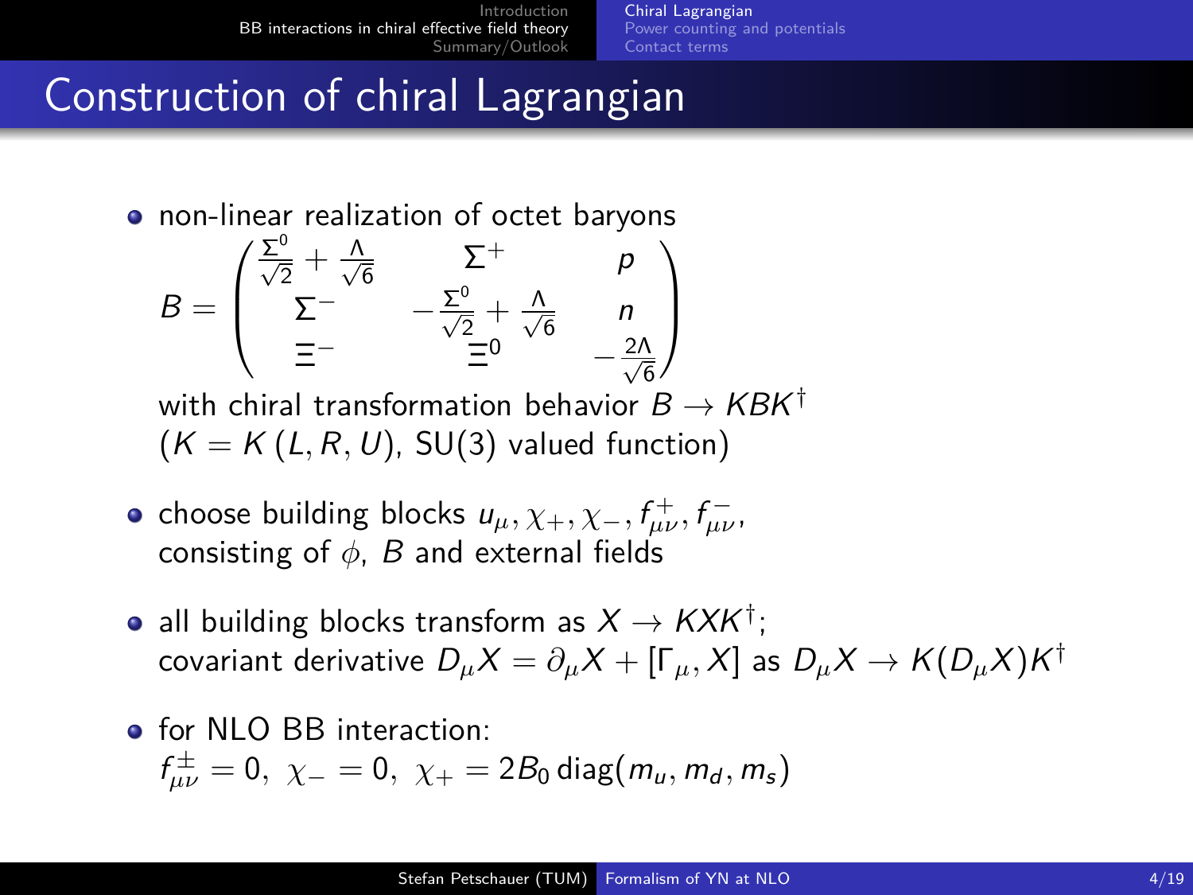# Construction of chiral Lagrangian

- non-linear realization of octet baryons

$$B = \begin{pmatrix} \frac{\Sigma^0}{\sqrt{2}} + \frac{\Lambda}{\sqrt{6}} & \Sigma^+ & p \\ \Sigma^- & -\frac{\Sigma^0}{\sqrt{2}} + \frac{\Lambda}{\sqrt{6}} & n \\ \Xi^- & \Xi^0 & -\frac{2\Lambda}{\sqrt{6}} \end{pmatrix}$$

  with chiral transformation behavior $B \to KBK^\dagger$
  ($K = K(L, R, U)$, SU(3) valued function)

- choose building blocks $u_\mu, \chi_+, \chi_-, f^+_{\mu\nu}, f^-_{\mu\nu}$, consisting of $\phi$, $B$ and external fields

- all building blocks transform as $X \to KXK^\dagger$;
  covariant derivative $D_\mu X = \partial_\mu X + [\Gamma_\mu, X]$ as $D_\mu X \to K(D_\mu X)K^\dagger$

- for NLO BB interaction:
  $f^\pm_{\mu\nu} = 0, \ \chi_- = 0, \ \chi_+ = 2B_0 \, \mathrm{diag}(m_u, m_d, m_s)$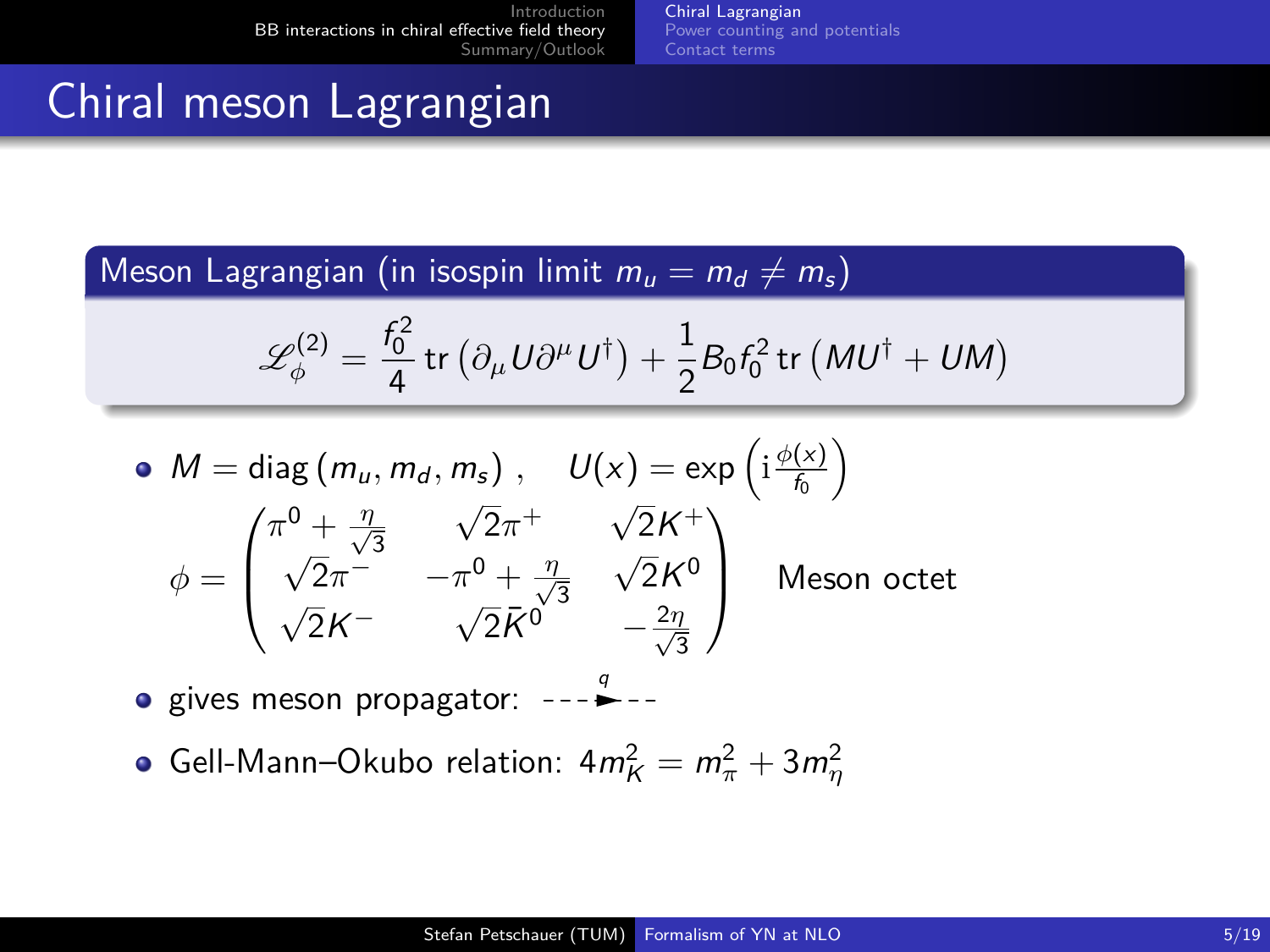# Chiral meson Lagrangian

**Meson Lagrangian (in isospin limit $m_u = m_d \neq m_s$)**

$$\mathscr{L}_\phi^{(2)} = \frac{f_0^2}{4} \operatorname{tr}\left(\partial_\mu U \partial^\mu U^\dagger\right) + \frac{1}{2} B_0 f_0^2 \operatorname{tr}\left(M U^\dagger + U M\right)$$

- $M = \operatorname{diag}(m_u, m_d, m_s)$ , $\quad U(x) = \exp\left(\mathrm{i}\,\frac{\phi(x)}{f_0}\right)$

$$\phi = \begin{pmatrix} \pi^0 + \frac{\eta}{\sqrt{3}} & \sqrt{2}\pi^+ & \sqrt{2}K^+ \\ \sqrt{2}\pi^- & -\pi^0 + \frac{\eta}{\sqrt{3}} & \sqrt{2}K^0 \\ \sqrt{2}K^- & \sqrt{2}\bar{K}^0 & -\frac{2\eta}{\sqrt{3}} \end{pmatrix} \quad \text{Meson octet}$$

- gives meson propagator: $- - - \overset{q}{\blacktriangleright} - - -$
- Gell-Mann–Okubo relation: $4m_K^2 = m_\pi^2 + 3m_\eta^2$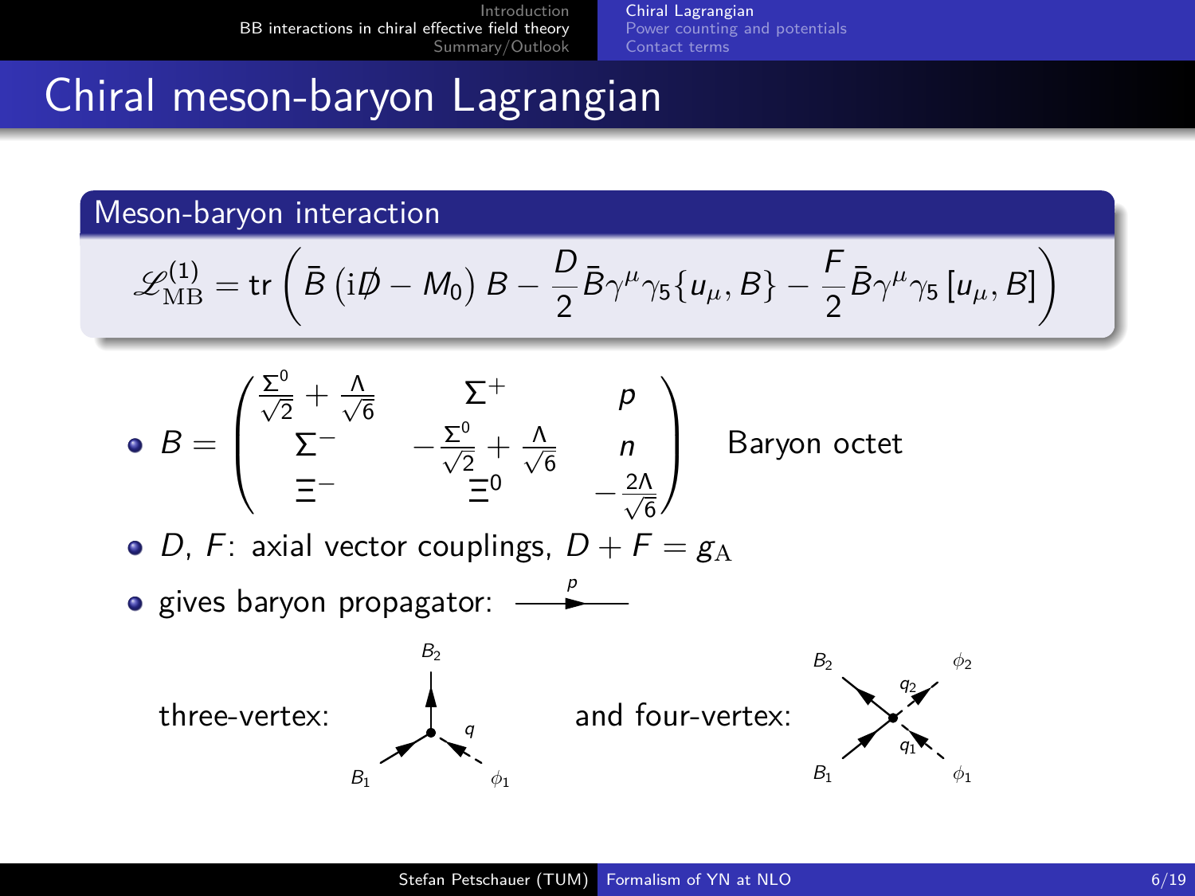# Chiral meson-baryon Lagrangian

## Meson-baryon interaction

$$\mathscr{L}_{\mathrm{MB}}^{(1)} = \mathrm{tr}\left(\bar{B}\left(\mathrm{i}\not{D} - M_0\right)B - \frac{D}{2}\bar{B}\gamma^\mu\gamma_5\{u_\mu, B\} - \frac{F}{2}\bar{B}\gamma^\mu\gamma_5\left[u_\mu, B\right]\right)$$

- $B = \begin{pmatrix} \frac{\Sigma^0}{\sqrt{2}} + \frac{\Lambda}{\sqrt{6}} & \Sigma^+ & p \\ \Sigma^- & -\frac{\Sigma^0}{\sqrt{2}} + \frac{\Lambda}{\sqrt{6}} & n \\ \Xi^- & \Xi^0 & -\frac{2\Lambda}{\sqrt{6}} \end{pmatrix}$ Baryon octet
- $D$, $F$: axial vector couplings, $D + F = g_{\mathrm{A}}$
- gives baryon propagator: $\xrightarrow{p}$

three-vertex: ($B_1$, $B_2$, $\phi_1$, $q$) and four-vertex: ($B_1$, $B_2$, $\phi_1$, $\phi_2$, $q_1$, $q_2$)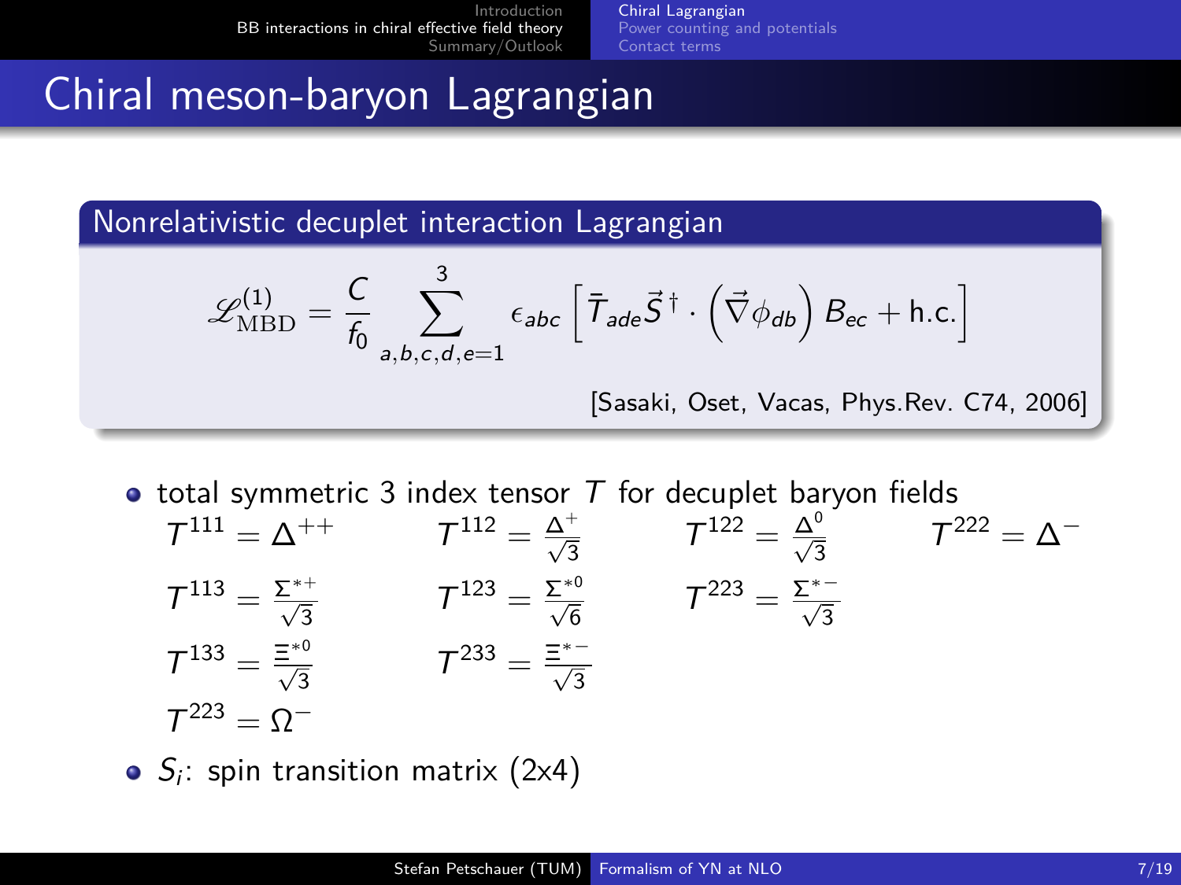# Chiral meson-baryon Lagrangian

## Nonrelativistic decuplet interaction Lagrangian

$$\mathscr{L}_{\mathrm{MBD}}^{(1)} = \frac{C}{f_0} \sum_{a,b,c,d,e=1}^{3} \epsilon_{abc} \left[ \bar{T}_{ade} \vec{S}^{\,\dagger} \cdot \left( \vec{\nabla} \phi_{db} \right) B_{ec} + \text{h.c.} \right]$$

[Sasaki, Oset, Vacas, Phys.Rev. C74, 2006]

- total symmetric 3 index tensor $T$ for decuplet baryon fields

  $T^{111} = \Delta^{++}$ $\quad T^{112} = \frac{\Delta^{+}}{\sqrt{3}}$ $\quad T^{122} = \frac{\Delta^{0}}{\sqrt{3}}$ $\quad T^{222} = \Delta^{-}$

  $T^{113} = \frac{\Sigma^{*+}}{\sqrt{3}}$ $\quad T^{123} = \frac{\Sigma^{*0}}{\sqrt{6}}$ $\quad T^{223} = \frac{\Sigma^{*-}}{\sqrt{3}}$

  $T^{133} = \frac{\Xi^{*0}}{\sqrt{3}}$ $\quad T^{233} = \frac{\Xi^{*-}}{\sqrt{3}}$

  $T^{223} = \Omega^{-}$

- $S_i$: spin transition matrix (2x4)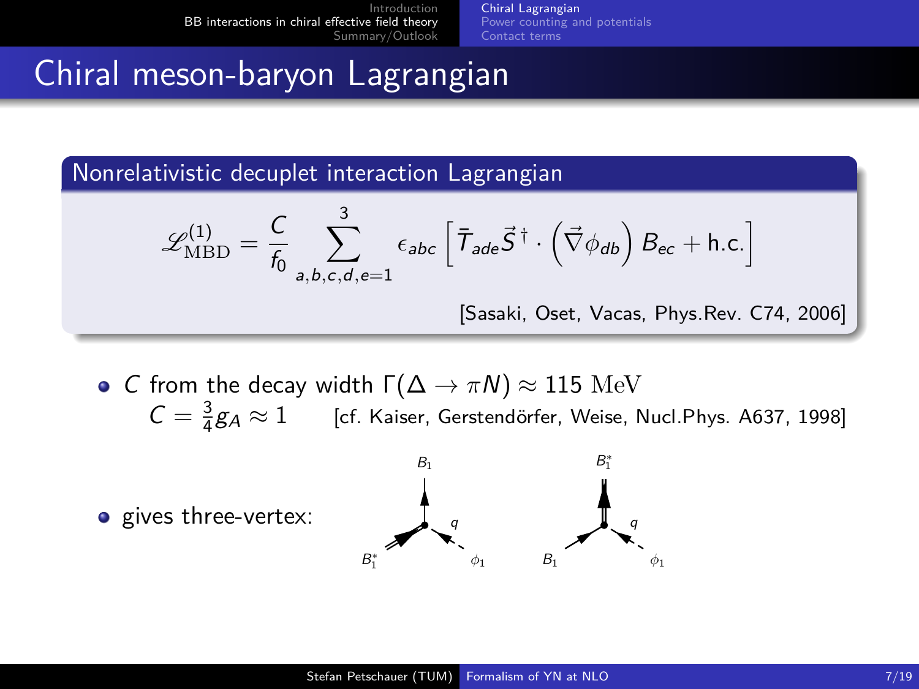# Chiral meson-baryon Lagrangian

**Nonrelativistic decuplet interaction Lagrangian**

$$\mathscr{L}^{(1)}_{\mathrm{MBD}} = \frac{C}{f_0} \sum_{a,b,c,d,e=1}^{3} \epsilon_{abc} \left[ \bar{T}_{ade} \vec{S}^{\,\dagger} \cdot \left( \vec{\nabla} \phi_{db} \right) B_{ec} + \text{h.c.} \right]$$

[Sasaki, Oset, Vacas, Phys.Rev. C74, 2006]

- $C$ from the decay width $\Gamma(\Delta \to \pi N) \approx 115\ \mathrm{MeV}$
  $C = \frac{3}{4} g_A \approx 1$ [cf. Kaiser, Gerstendörfer, Weise, Nucl.Phys. A637, 1998]
- gives three-vertex: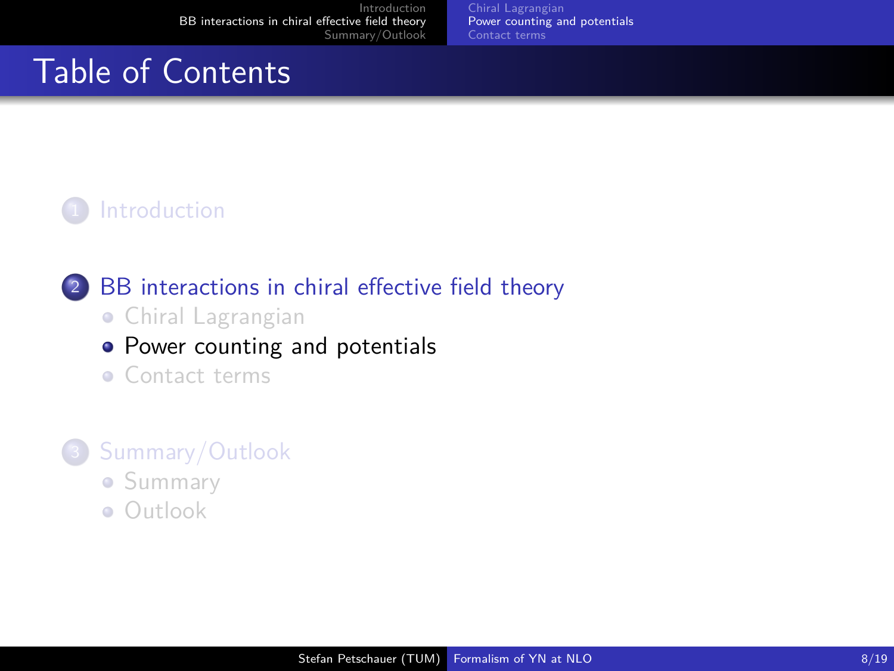# Table of Contents

1. Introduction

2. BB interactions in chiral effective field theory
   - Chiral Lagrangian
   - Power counting and potentials
   - Contact terms

3. Summary/Outlook
   - Summary
   - Outlook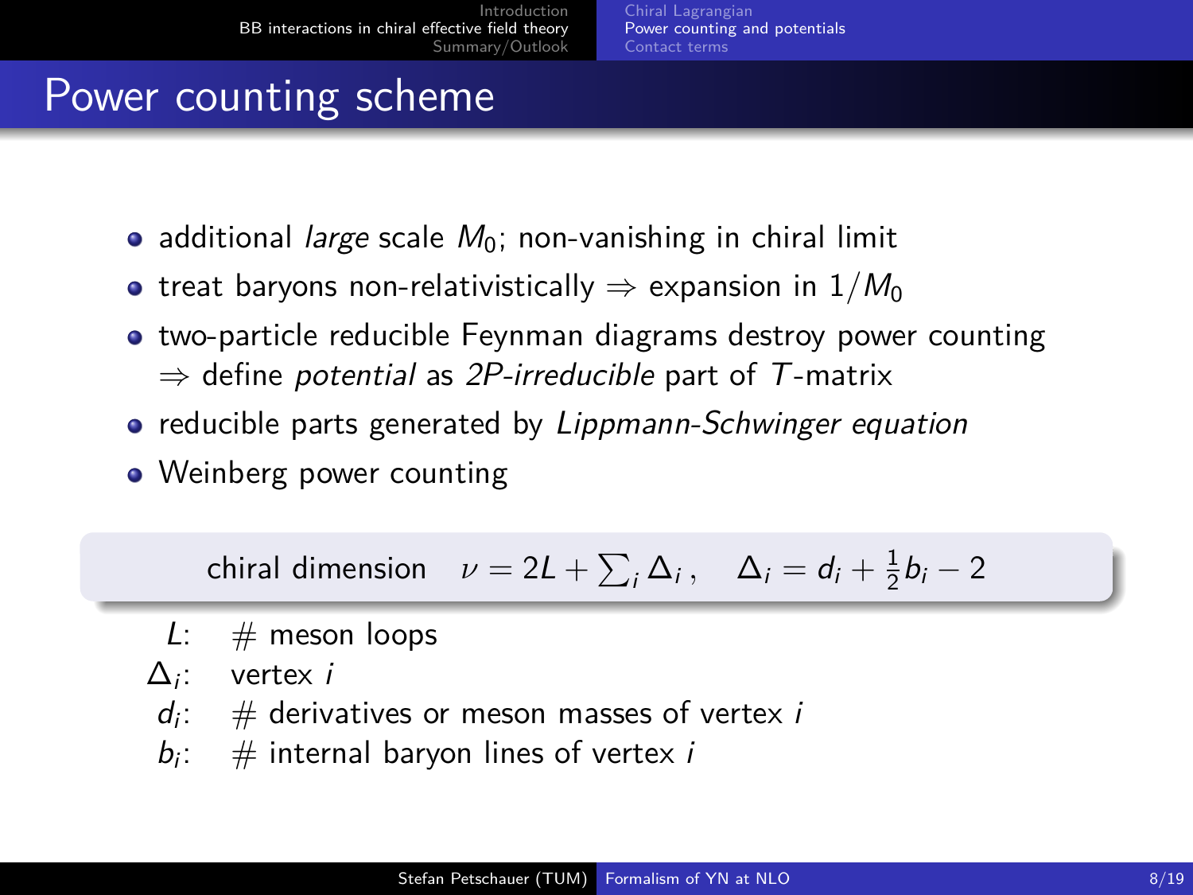# Power counting scheme

- additional *large* scale $M_0$; non-vanishing in chiral limit
- treat baryons non-relativistically $\Rightarrow$ expansion in $1/M_0$
- two-particle reducible Feynman diagrams destroy power counting
  $\Rightarrow$ define *potential* as *2P-irreducible* part of $T$-matrix
- reducible parts generated by *Lippmann-Schwinger equation*
- Weinberg power counting

$$\text{chiral dimension} \quad \nu = 2L + \sum_i \Delta_i \,, \quad \Delta_i = d_i + \tfrac{1}{2} b_i - 2$$

- $L$: # meson loops
- $\Delta_i$: vertex $i$
- $d_i$: # derivatives or meson masses of vertex $i$
- $b_i$: # internal baryon lines of vertex $i$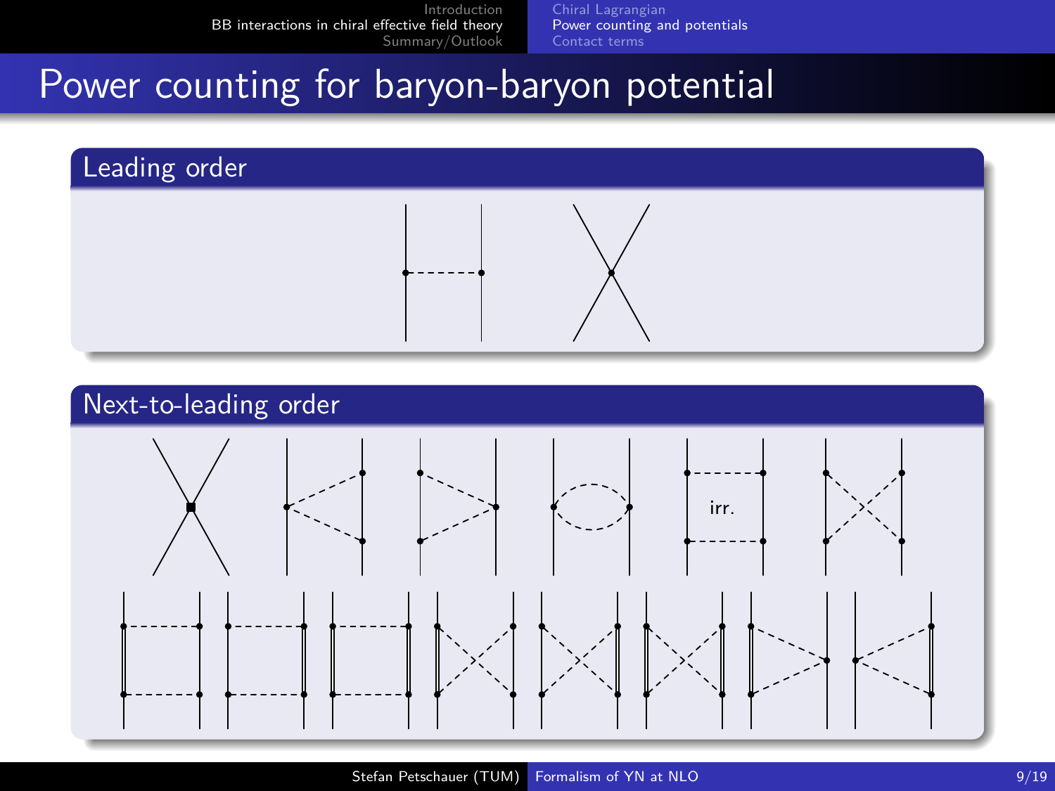# Power counting for baryon-baryon potential

## Leading order

## Next-to-leading order

irr.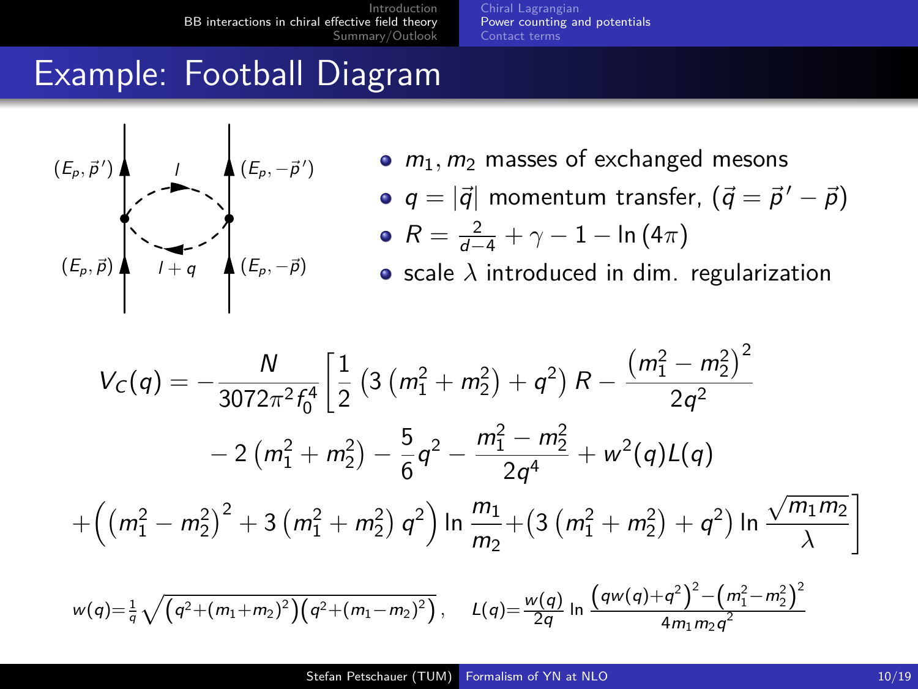# Example: Football Diagram

- $m_1, m_2$ masses of exchanged mesons
- $q = |\vec{q}|$ momentum transfer, ($\vec{q} = \vec{p}\,' - \vec{p}$)
- $R = \frac{2}{d-4} + \gamma - 1 - \ln(4\pi)$
- scale $\lambda$ introduced in dim. regularization

$$V_C(q) = -\frac{N}{3072\pi^2 f_0^4}\left[\frac{1}{2}\left(3\left(m_1^2+m_2^2\right)+q^2\right)R - \frac{\left(m_1^2-m_2^2\right)^2}{2q^2}\right.$$

$$-2\left(m_1^2+m_2^2\right) - \frac{5}{6}q^2 - \frac{m_1^2-m_2^2}{2q^4} + w^2(q)L(q)$$

$$\left.+\left(\left(m_1^2-m_2^2\right)^2+3\left(m_1^2+m_2^2\right)q^2\right)\ln\frac{m_1}{m_2}+\left(3\left(m_1^2+m_2^2\right)+q^2\right)\ln\frac{\sqrt{m_1 m_2}}{\lambda}\right]$$

$$w(q)=\frac{1}{q}\sqrt{\left(q^2+(m_1+m_2)^2\right)\left(q^2+(m_1-m_2)^2\right)}, \qquad L(q)=\frac{w(q)}{2q}\ln\frac{\left(qw(q)+q^2\right)^2-\left(m_1^2-m_2^2\right)^2}{4m_1 m_2 q^2}$$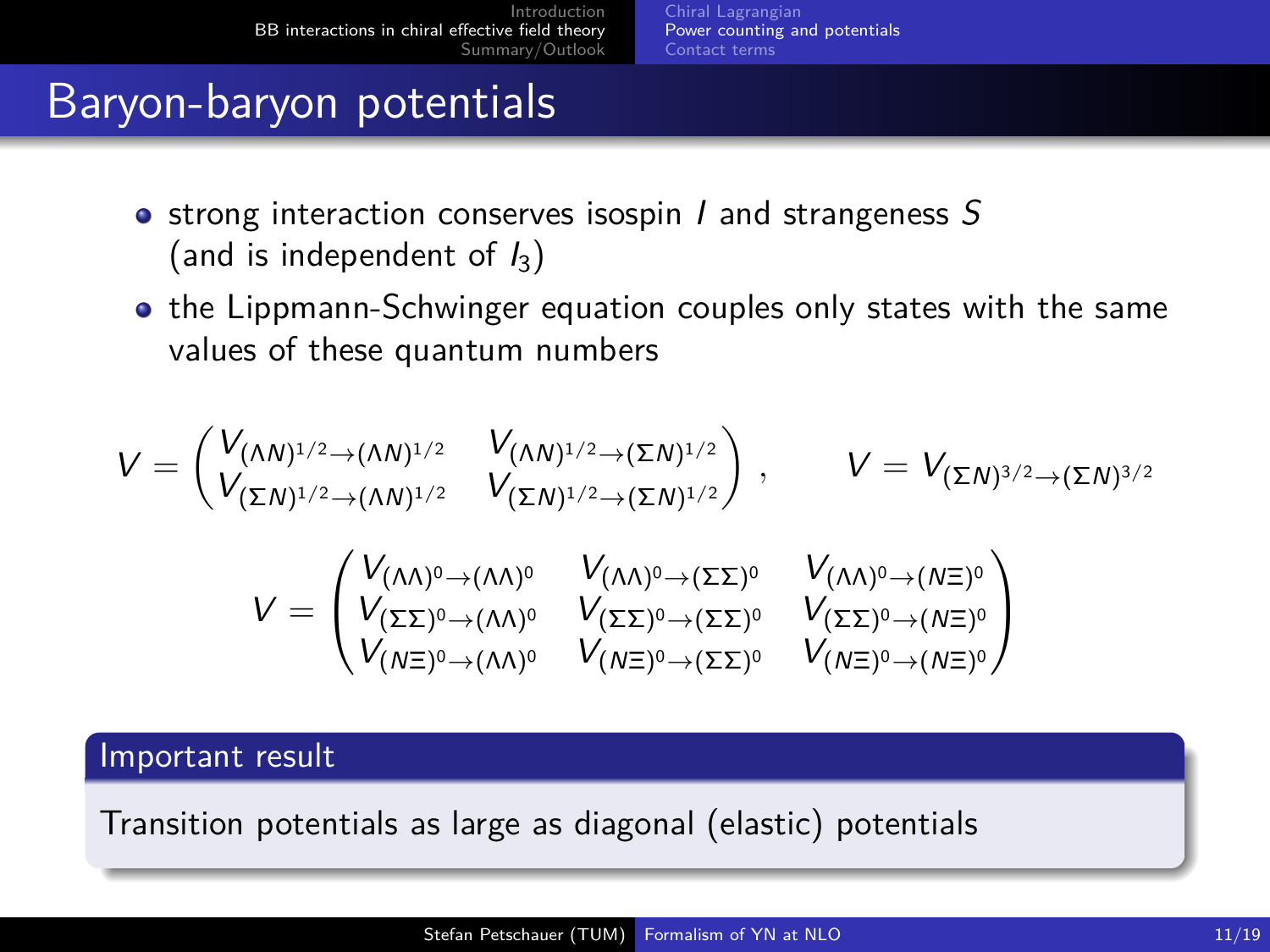# Baryon-baryon potentials

- strong interaction conserves isospin $I$ and strangeness $S$ (and is independent of $I_3$)
- the Lippmann-Schwinger equation couples only states with the same values of these quantum numbers

$$V = \begin{pmatrix} V_{(\Lambda N)^{1/2}\rightarrow(\Lambda N)^{1/2}} & V_{(\Lambda N)^{1/2}\rightarrow(\Sigma N)^{1/2}} \\ V_{(\Sigma N)^{1/2}\rightarrow(\Lambda N)^{1/2}} & V_{(\Sigma N)^{1/2}\rightarrow(\Sigma N)^{1/2}} \end{pmatrix}, \qquad V = V_{(\Sigma N)^{3/2}\rightarrow(\Sigma N)^{3/2}}$$

$$V = \begin{pmatrix} V_{(\Lambda\Lambda)^0\rightarrow(\Lambda\Lambda)^0} & V_{(\Lambda\Lambda)^0\rightarrow(\Sigma\Sigma)^0} & V_{(\Lambda\Lambda)^0\rightarrow(N\Xi)^0} \\ V_{(\Sigma\Sigma)^0\rightarrow(\Lambda\Lambda)^0} & V_{(\Sigma\Sigma)^0\rightarrow(\Sigma\Sigma)^0} & V_{(\Sigma\Sigma)^0\rightarrow(N\Xi)^0} \\ V_{(N\Xi)^0\rightarrow(\Lambda\Lambda)^0} & V_{(N\Xi)^0\rightarrow(\Sigma\Sigma)^0} & V_{(N\Xi)^0\rightarrow(N\Xi)^0} \end{pmatrix}$$

**Important result**

Transition potentials as large as diagonal (elastic) potentials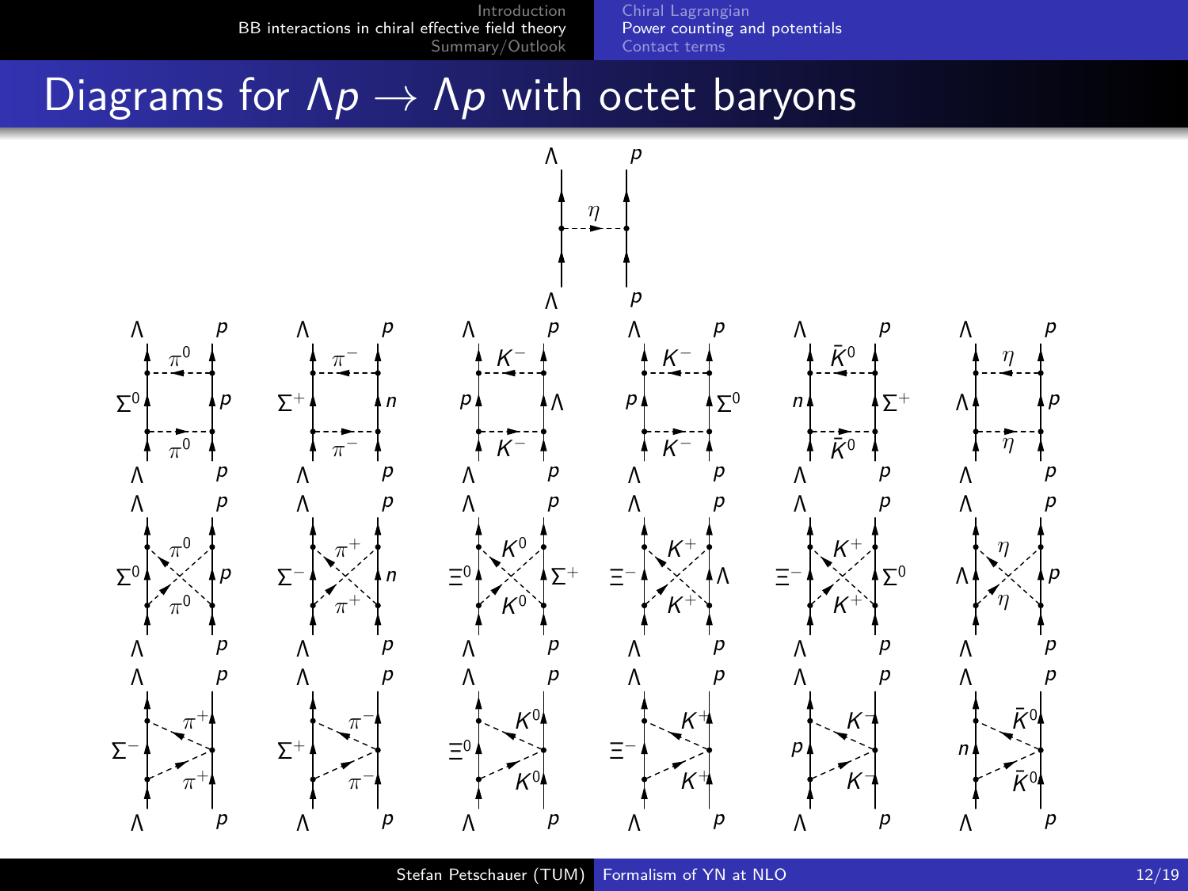# Diagrams for $\Lambda p \to \Lambda p$ with octet baryons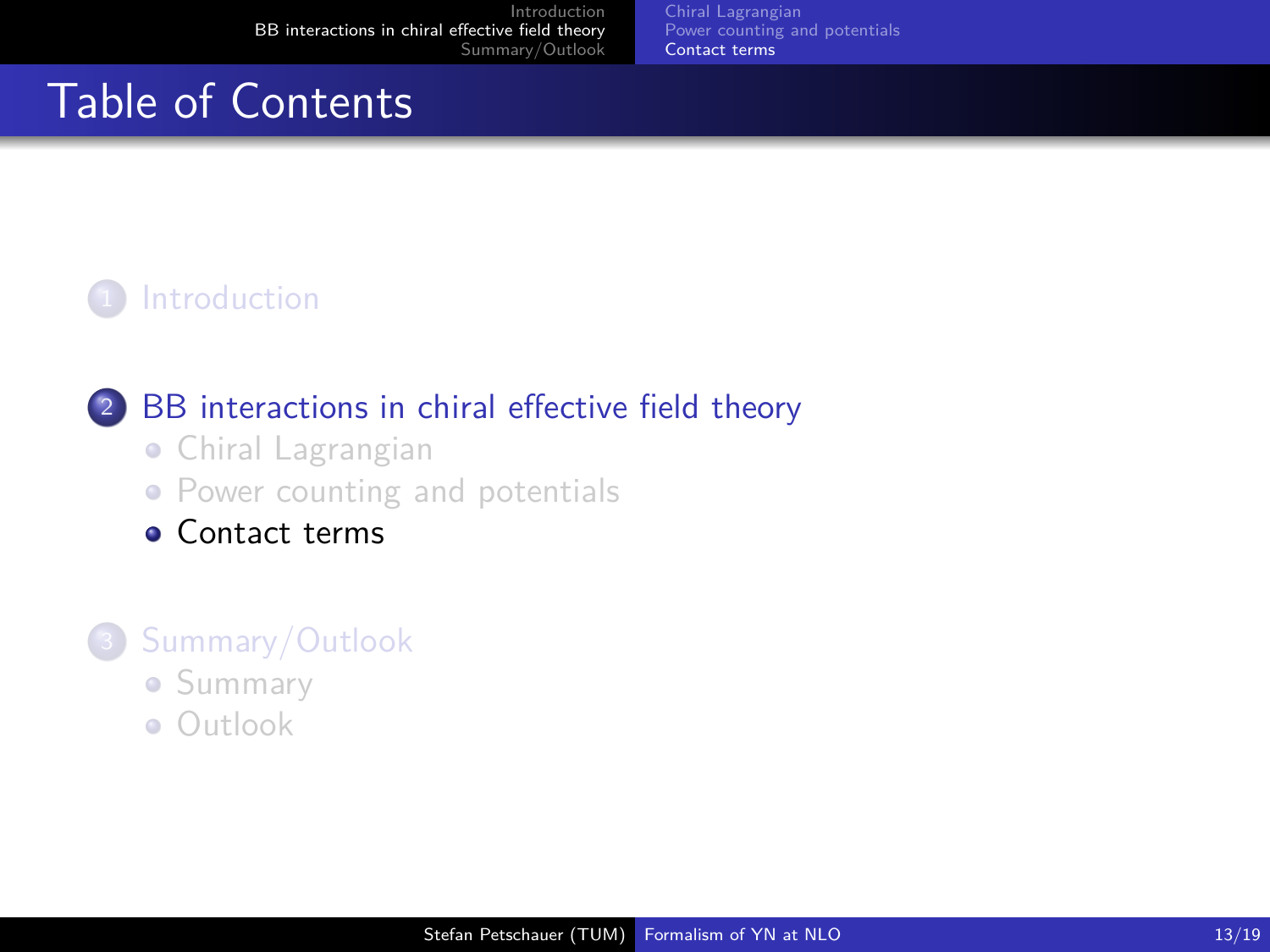# Table of Contents

1. Introduction

2. BB interactions in chiral effective field theory
   - Chiral Lagrangian
   - Power counting and potentials
   - Contact terms

3. Summary/Outlook
   - Summary
   - Outlook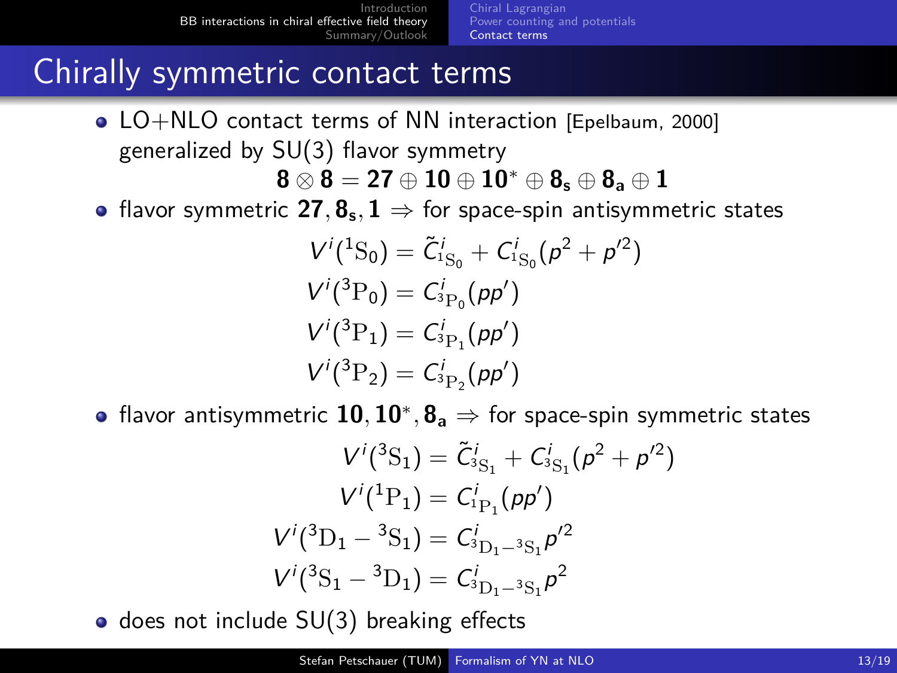# Chirally symmetric contact terms

- LO+NLO contact terms of NN interaction [Epelbaum, 2000] generalized by SU(3) flavor symmetry

$$\mathbf{8} \otimes \mathbf{8} = \mathbf{27} \oplus \mathbf{10} \oplus \mathbf{10}^* \oplus \mathbf{8_s} \oplus \mathbf{8_a} \oplus \mathbf{1}$$

- flavor symmetric $\mathbf{27}, \mathbf{8_s}, \mathbf{1}$ $\Rightarrow$ for space-spin antisymmetric states

$$V^i({}^1\mathrm{S}_0) = \tilde{C}^i_{{}^1\mathrm{S}_0} + C^i_{{}^1\mathrm{S}_0}(p^2 + p'^2)$$
$$V^i({}^3\mathrm{P}_0) = C^i_{{}^3\mathrm{P}_0}(pp')$$
$$V^i({}^3\mathrm{P}_1) = C^i_{{}^3\mathrm{P}_1}(pp')$$
$$V^i({}^3\mathrm{P}_2) = C^i_{{}^3\mathrm{P}_2}(pp')$$

- flavor antisymmetric $\mathbf{10}, \mathbf{10}^*, \mathbf{8_a}$ $\Rightarrow$ for space-spin symmetric states

$$V^i({}^3\mathrm{S}_1) = \tilde{C}^i_{{}^3\mathrm{S}_1} + C^i_{{}^3\mathrm{S}_1}(p^2 + p'^2)$$
$$V^i({}^1\mathrm{P}_1) = C^i_{{}^1\mathrm{P}_1}(pp')$$
$$V^i({}^3\mathrm{D}_1 - {}^3\mathrm{S}_1) = C^i_{{}^3\mathrm{D}_1 - {}^3\mathrm{S}_1}p'^2$$
$$V^i({}^3\mathrm{S}_1 - {}^3\mathrm{D}_1) = C^i_{{}^3\mathrm{D}_1 - {}^3\mathrm{S}_1}p^2$$

- does not include SU(3) breaking effects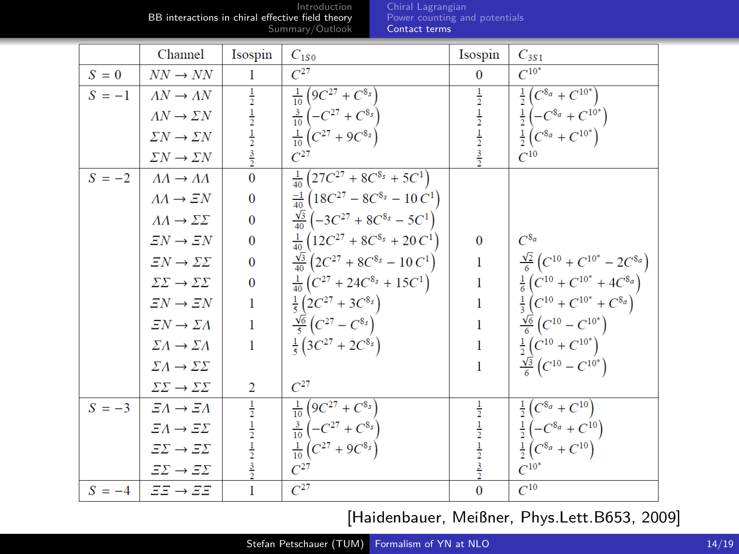| | Channel | Isospin | $C_{1S0}$ | Isospin | $C_{3S1}$ |
|---|---|---|---|---|---|
| $S = 0$ | $NN \to NN$ | 1 | $C^{27}$ | 0 | $C^{10^*}$ |
| $S = -1$ | $\Lambda N \to \Lambda N$ | $\frac{1}{2}$ | $\frac{1}{10}\left(9C^{27} + C^{8_s}\right)$ | $\frac{1}{2}$ | $\frac{1}{2}\left(C^{8_a} + C^{10^*}\right)$ |
| | $\Lambda N \to \Sigma N$ | $\frac{1}{2}$ | $\frac{3}{10}\left(-C^{27} + C^{8_s}\right)$ | $\frac{1}{2}$ | $\frac{1}{2}\left(-C^{8_a} + C^{10^*}\right)$ |
| | $\Sigma N \to \Sigma N$ | $\frac{1}{2}$ | $\frac{1}{10}\left(C^{27} + 9C^{8_s}\right)$ | $\frac{1}{2}$ | $\frac{1}{2}\left(C^{8_a} + C^{10^*}\right)$ |
| | $\Sigma N \to \Sigma N$ | $\frac{3}{2}$ | $C^{27}$ | $\frac{3}{2}$ | $C^{10}$ |
| $S = -2$ | $\Lambda\Lambda \to \Lambda\Lambda$ | 0 | $\frac{1}{40}\left(27C^{27} + 8C^{8_s} + 5C^{1}\right)$ | | |
| | $\Lambda\Lambda \to \Xi N$ | 0 | $\frac{-1}{40}\left(18C^{27} - 8C^{8_s} - 10\,C^{1}\right)$ | | |
| | $\Lambda\Lambda \to \Sigma\Sigma$ | 0 | $\frac{\sqrt{3}}{40}\left(-3C^{27} + 8C^{8_s} - 5C^{1}\right)$ | | |
| | $\Xi N \to \Xi N$ | 0 | $\frac{1}{40}\left(12C^{27} + 8C^{8_s} + 20\,C^{1}\right)$ | 0 | $C^{8_a}$ |
| | $\Xi N \to \Sigma\Sigma$ | 0 | $\frac{\sqrt{3}}{40}\left(2C^{27} + 8C^{8_s} - 10\,C^{1}\right)$ | 1 | $\frac{\sqrt{2}}{6}\left(C^{10} + C^{10^*} - 2C^{8_a}\right)$ |
| | $\Sigma\Sigma \to \Sigma\Sigma$ | 0 | $\frac{1}{40}\left(C^{27} + 24C^{8_s} + 15C^{1}\right)$ | 1 | $\frac{1}{6}\left(C^{10} + C^{10^*} + 4C^{8_a}\right)$ |
| | $\Xi N \to \Xi N$ | 1 | $\frac{1}{5}\left(2C^{27} + 3C^{8_s}\right)$ | 1 | $\frac{1}{3}\left(C^{10} + C^{10^*} + C^{8_a}\right)$ |
| | $\Xi N \to \Sigma\Lambda$ | 1 | $\frac{\sqrt{6}}{5}\left(C^{27} - C^{8_s}\right)$ | 1 | $\frac{\sqrt{6}}{6}\left(C^{10} - C^{10^*}\right)$ |
| | $\Sigma\Lambda \to \Sigma\Lambda$ | 1 | $\frac{1}{5}\left(3C^{27} + 2C^{8_s}\right)$ | 1 | $\frac{1}{2}\left(C^{10} + C^{10^*}\right)$ |
| | $\Sigma\Lambda \to \Sigma\Sigma$ | | | 1 | $\frac{\sqrt{3}}{6}\left(C^{10} - C^{10^*}\right)$ |
| | $\Sigma\Sigma \to \Sigma\Sigma$ | 2 | $C^{27}$ | | |
| $S = -3$ | $\Xi\Lambda \to \Xi\Lambda$ | $\frac{1}{2}$ | $\frac{1}{10}\left(9C^{27} + C^{8_s}\right)$ | $\frac{1}{2}$ | $\frac{1}{2}\left(C^{8_a} + C^{10}\right)$ |
| | $\Xi\Lambda \to \Xi\Sigma$ | $\frac{1}{2}$ | $\frac{3}{10}\left(-C^{27} + C^{8_s}\right)$ | $\frac{1}{2}$ | $\frac{1}{2}\left(-C^{8_a} + C^{10}\right)$ |
| | $\Xi\Sigma \to \Xi\Sigma$ | $\frac{1}{2}$ | $\frac{1}{10}\left(C^{27} + 9C^{8_s}\right)$ | $\frac{1}{2}$ | $\frac{1}{2}\left(C^{8_a} + C^{10}\right)$ |
| | $\Xi\Sigma \to \Xi\Sigma$ | $\frac{3}{2}$ | $C^{27}$ | $\frac{3}{2}$ | $C^{10^*}$ |
| $S = -4$ | $\Xi\Xi \to \Xi\Xi$ | 1 | $C^{27}$ | 0 | $C^{10}$ |

[Haidenbauer, Meißner, Phys.Lett.B653, 2009]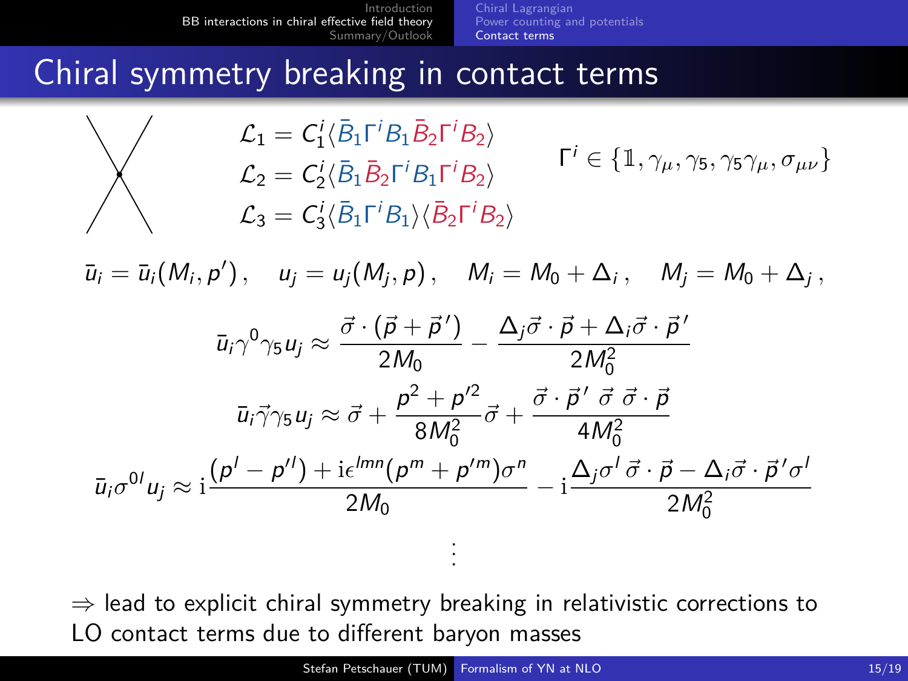# Chiral symmetry breaking in contact terms

$$\mathcal{L}_1 = C_1^i \langle \bar{B}_1 \Gamma^i B_1 \bar{B}_2 \Gamma^i B_2 \rangle$$
$$\mathcal{L}_2 = C_2^i \langle \bar{B}_1 \bar{B}_2 \Gamma^i B_1 \Gamma^i B_2 \rangle$$
$$\mathcal{L}_3 = C_3^i \langle \bar{B}_1 \Gamma^i B_1 \rangle \langle \bar{B}_2 \Gamma^i B_2 \rangle$$

$$\Gamma^i \in \{\mathbb{1}, \gamma_\mu, \gamma_5, \gamma_5\gamma_\mu, \sigma_{\mu\nu}\}$$

$$\bar{u}_i = \bar{u}_i(M_i, p'), \quad u_j = u_j(M_j, p), \quad M_i = M_0 + \Delta_i, \quad M_j = M_0 + \Delta_j,$$

$$\bar{u}_i \gamma^0 \gamma_5 u_j \approx \frac{\vec{\sigma}\cdot(\vec{p}+\vec{p}\,')}{2M_0} - \frac{\Delta_j \vec{\sigma}\cdot\vec{p} + \Delta_i \vec{\sigma}\cdot\vec{p}\,'}{2M_0^2}$$

$$\bar{u}_i \vec{\gamma}\gamma_5 u_j \approx \vec{\sigma} + \frac{p^2 + p'^2}{8M_0^2}\vec{\sigma} + \frac{\vec{\sigma}\cdot\vec{p}\,'\ \vec{\sigma}\ \vec{\sigma}\cdot\vec{p}}{4M_0^2}$$

$$\bar{u}_i \sigma^{0l} u_j \approx \mathrm{i}\frac{(p^l - p'^l) + \mathrm{i}\epsilon^{lmn}(p^m + p'^m)\sigma^n}{2M_0} - \mathrm{i}\frac{\Delta_j \sigma^l\, \vec{\sigma}\cdot\vec{p} - \Delta_i \vec{\sigma}\cdot\vec{p}\,'\sigma^l}{2M_0^2}$$

$$\vdots$$

$\Rightarrow$ lead to explicit chiral symmetry breaking in relativistic corrections to LO contact terms due to different baryon masses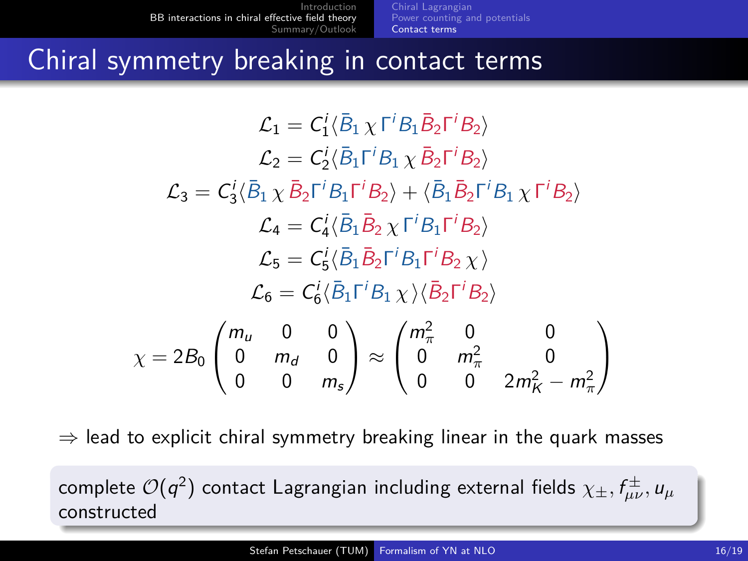# Chiral symmetry breaking in contact terms

$$\mathcal{L}_1 = C_1^i \langle \bar{B}_1 \, \chi \, \Gamma^i B_1 \bar{B}_2 \Gamma^i B_2 \rangle$$

$$\mathcal{L}_2 = C_2^i \langle \bar{B}_1 \Gamma^i B_1 \, \chi \, \bar{B}_2 \Gamma^i B_2 \rangle$$

$$\mathcal{L}_3 = C_3^i \langle \bar{B}_1 \, \chi \, \bar{B}_2 \Gamma^i B_1 \Gamma^i B_2 \rangle + \langle \bar{B}_1 \bar{B}_2 \Gamma^i B_1 \, \chi \, \Gamma^i B_2 \rangle$$

$$\mathcal{L}_4 = C_4^i \langle \bar{B}_1 \bar{B}_2 \, \chi \, \Gamma^i B_1 \Gamma^i B_2 \rangle$$

$$\mathcal{L}_5 = C_5^i \langle \bar{B}_1 \bar{B}_2 \Gamma^i B_1 \Gamma^i B_2 \, \chi \rangle$$

$$\mathcal{L}_6 = C_6^i \langle \bar{B}_1 \Gamma^i B_1 \, \chi \rangle \langle \bar{B}_2 \Gamma^i B_2 \rangle$$

$$\chi = 2B_0 \begin{pmatrix} m_u & 0 & 0 \\ 0 & m_d & 0 \\ 0 & 0 & m_s \end{pmatrix} \approx \begin{pmatrix} m_\pi^2 & 0 & 0 \\ 0 & m_\pi^2 & 0 \\ 0 & 0 & 2m_K^2 - m_\pi^2 \end{pmatrix}$$

$\Rightarrow$ lead to explicit chiral symmetry breaking linear in the quark masses

complete $\mathcal{O}(q^2)$ contact Lagrangian including external fields $\chi_\pm, f_{\mu\nu}^\pm, u_\mu$ constructed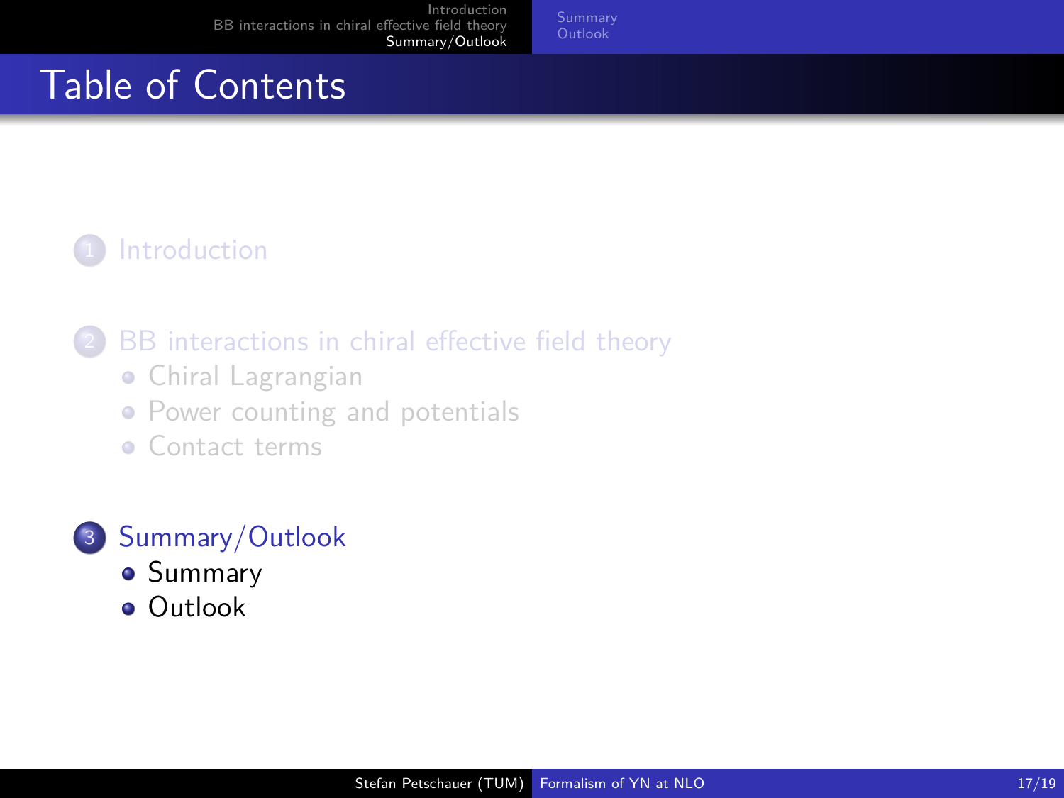# Table of Contents

1. Introduction
2. BB interactions in chiral effective field theory
   - Chiral Lagrangian
   - Power counting and potentials
   - Contact terms
3. Summary/Outlook
   - Summary
   - Outlook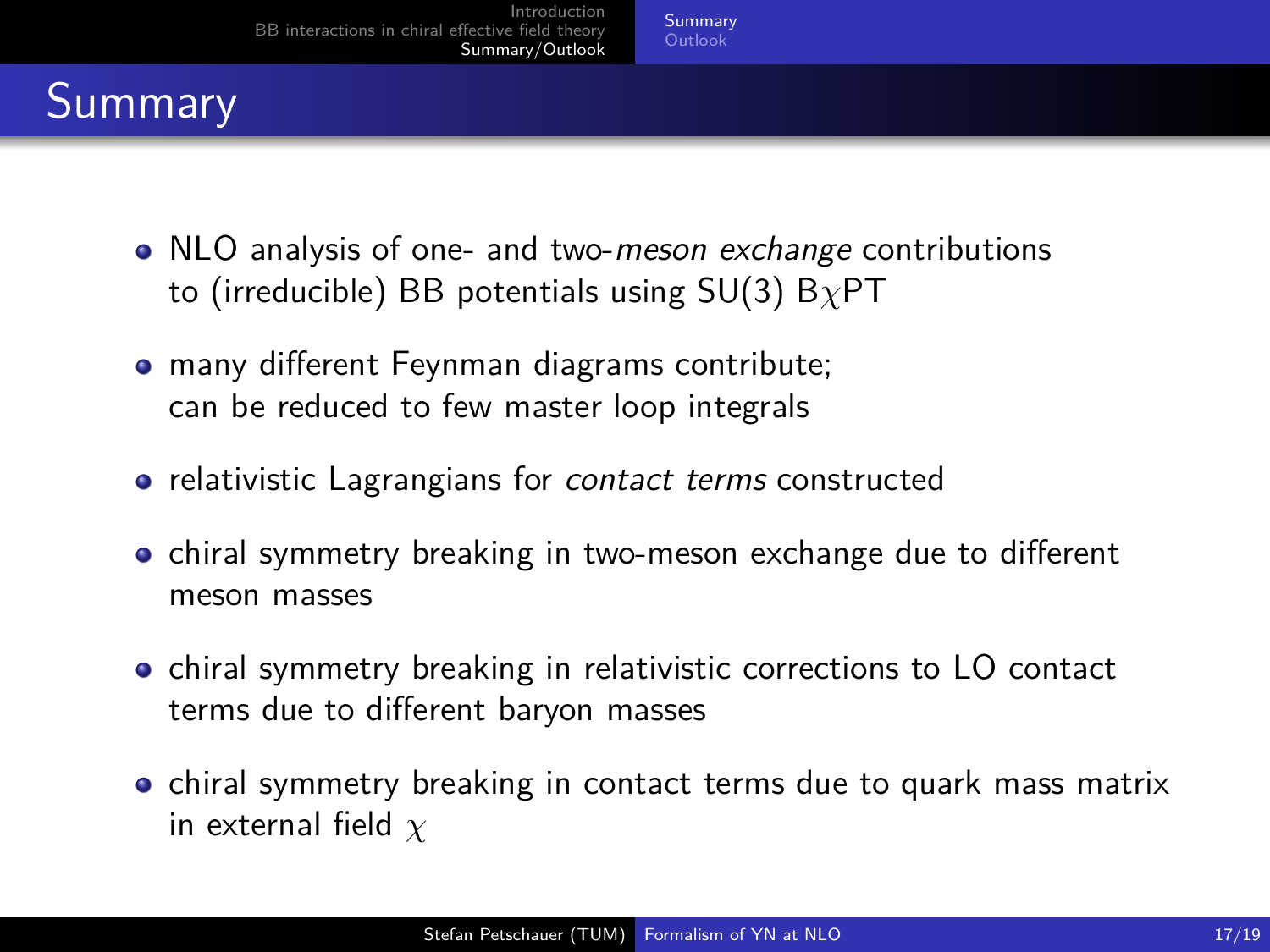# Summary

- NLO analysis of one- and two-*meson exchange* contributions to (irreducible) BB potentials using SU(3) B$\chi$PT
- many different Feynman diagrams contribute; can be reduced to few master loop integrals
- relativistic Lagrangians for *contact terms* constructed
- chiral symmetry breaking in two-meson exchange due to different meson masses
- chiral symmetry breaking in relativistic corrections to LO contact terms due to different baryon masses
- chiral symmetry breaking in contact terms due to quark mass matrix in external field $\chi$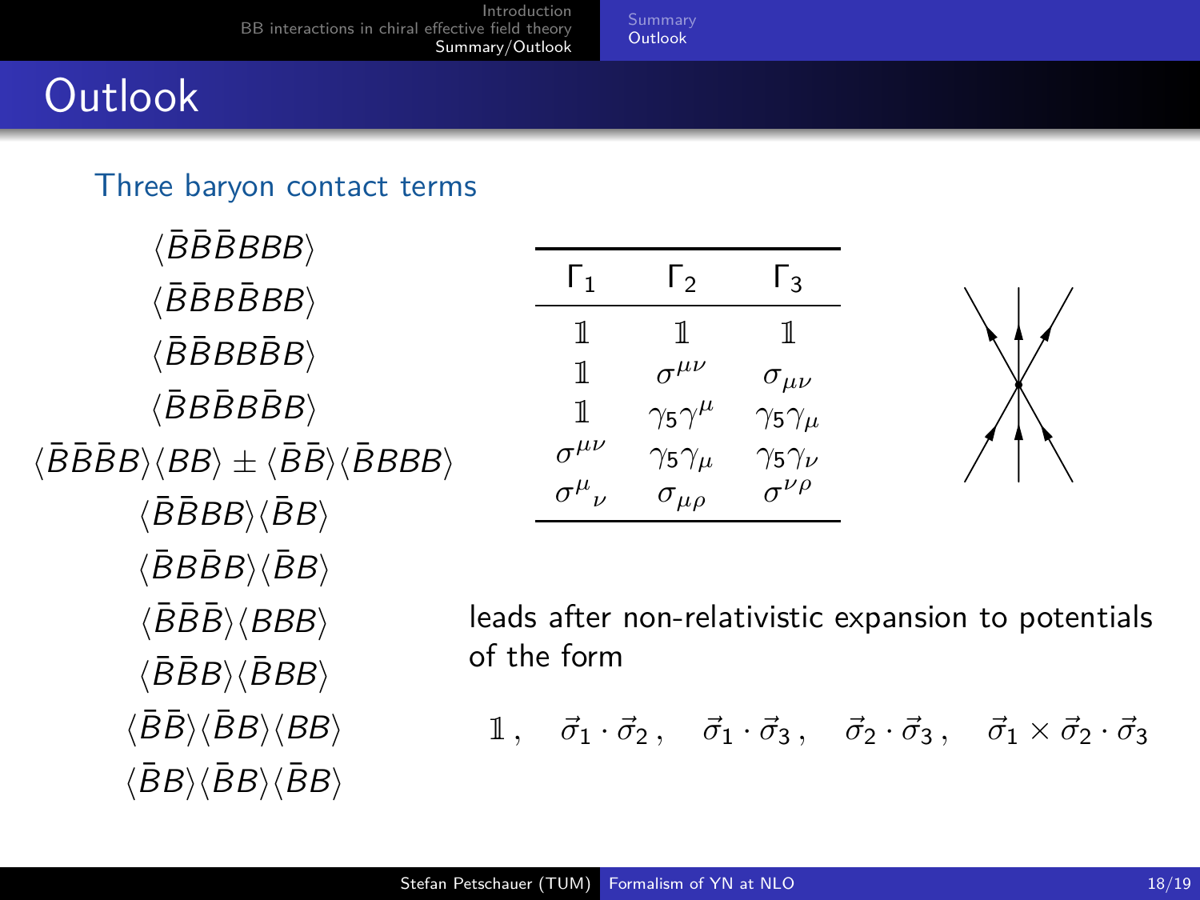# Outlook

### Three baryon contact terms

$$\langle \bar{B}\bar{B}\bar{B}BBB \rangle$$
$$\langle \bar{B}\bar{B}B\bar{B}BB \rangle$$
$$\langle \bar{B}\bar{B}BB\bar{B}B \rangle$$
$$\langle \bar{B}B\bar{B}B\bar{B}B \rangle$$
$$\langle \bar{B}\bar{B}\bar{B}B \rangle\langle BB \rangle \pm \langle \bar{B}\bar{B} \rangle\langle \bar{B}BBB \rangle$$
$$\langle \bar{B}\bar{B}BB \rangle\langle \bar{B}B \rangle$$
$$\langle \bar{B}B\bar{B}B \rangle\langle \bar{B}B \rangle$$
$$\langle \bar{B}\bar{B}\bar{B} \rangle\langle BBB \rangle$$
$$\langle \bar{B}\bar{B}B \rangle\langle \bar{B}BB \rangle$$
$$\langle \bar{B}\bar{B} \rangle\langle \bar{B}B \rangle\langle BB \rangle$$
$$\langle \bar{B}B \rangle\langle \bar{B}B \rangle\langle \bar{B}B \rangle$$

| $\Gamma_1$ | $\Gamma_2$ | $\Gamma_3$ |
|---|---|---|
| $\mathbb{1}$ | $\mathbb{1}$ | $\mathbb{1}$ |
| $\mathbb{1}$ | $\sigma^{\mu\nu}$ | $\sigma_{\mu\nu}$ |
| $\mathbb{1}$ | $\gamma_5\gamma^{\mu}$ | $\gamma_5\gamma_{\mu}$ |
| $\sigma^{\mu\nu}$ | $\gamma_5\gamma_{\mu}$ | $\gamma_5\gamma_{\nu}$ |
| ${\sigma^{\mu}}_{\nu}$ | $\sigma_{\mu\rho}$ | $\sigma^{\nu\rho}$ |

leads after non-relativistic expansion to potentials of the form

$$\mathbb{1}\,, \quad \vec{\sigma}_1 \cdot \vec{\sigma}_2\,, \quad \vec{\sigma}_1 \cdot \vec{\sigma}_3\,, \quad \vec{\sigma}_2 \cdot \vec{\sigma}_3\,, \quad \vec{\sigma}_1 \times \vec{\sigma}_2 \cdot \vec{\sigma}_3$$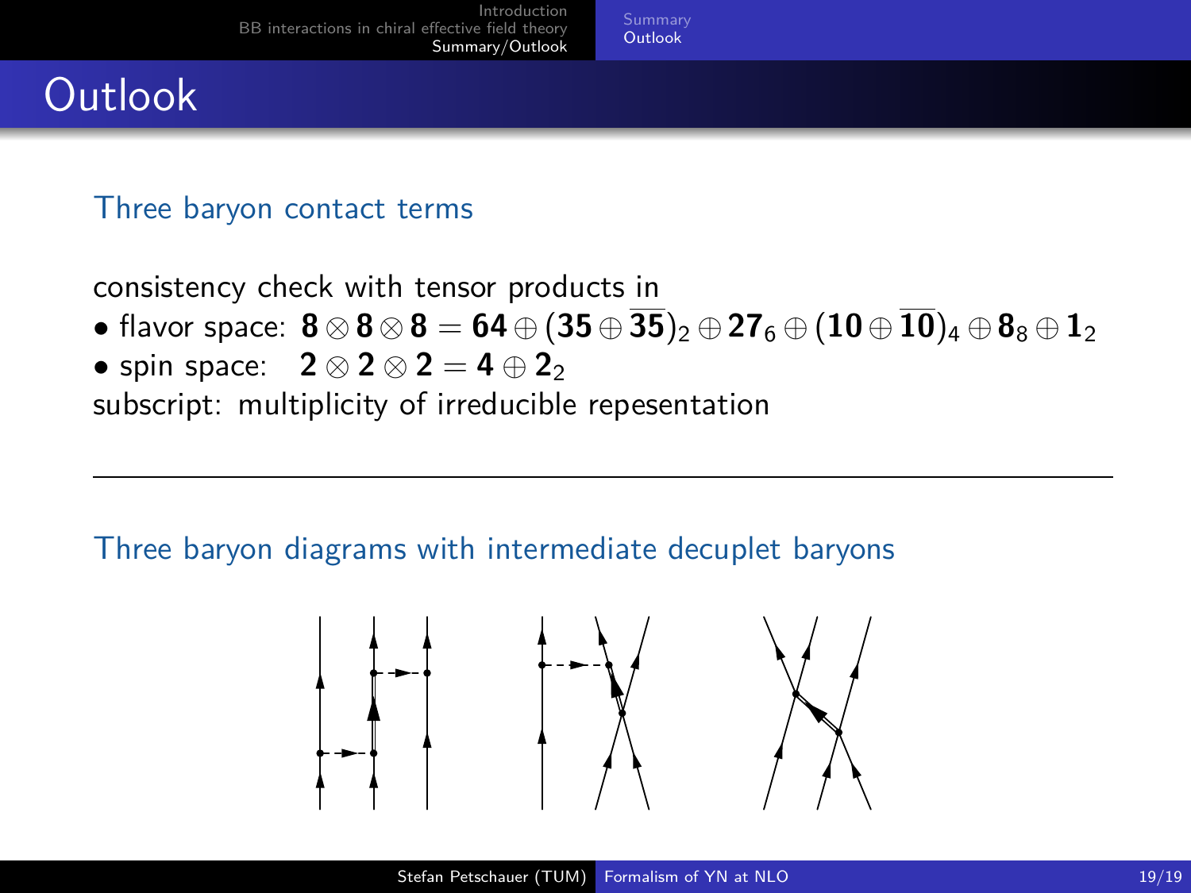# Outlook

### Three baryon contact terms

consistency check with tensor products in

- flavor space: $\mathbf{8}\otimes\mathbf{8}\otimes\mathbf{8} = \mathbf{64}\oplus(\mathbf{35}\oplus\overline{\mathbf{35}})_2\oplus\mathbf{27}_6\oplus(\mathbf{10}\oplus\overline{\mathbf{10}})_4\oplus\mathbf{8}_8\oplus\mathbf{1}_2$
- spin space: $\mathbf{2}\otimes\mathbf{2}\otimes\mathbf{2} = \mathbf{4}\oplus\mathbf{2}_2$

subscript: multiplicity of irreducible repesentation

---

### Three baryon diagrams with intermediate decuplet baryons